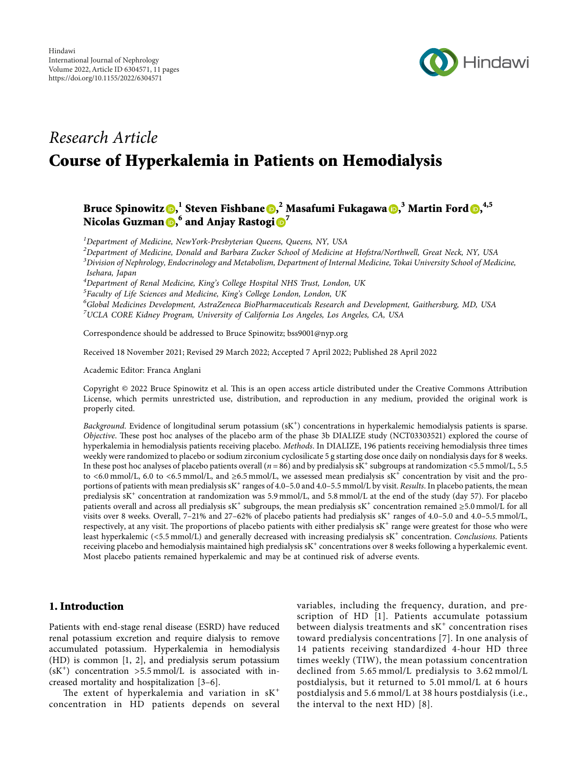Hindawi
International Journal of Nephrology
Volume 2022, Article ID 6304571, 11 pages
https://doi.org/10.1155/2022/6304571

*Research Article*

# Course of Hyperkalemia in Patients on Hemodialysis

**Bruce Spinowitz**[1] **Steven Fishbane**[2] **Masafumi Fukagawa**[3] **Martin Ford**[4,5] **Nicolas Guzman**[6] **and Anjay Rastogi**[7]

[1]*Department of Medicine, NewYork-Presbyterian Queens, Queens, NY, USA*
[2]*Department of Medicine, Donald and Barbara Zucker School of Medicine at Hofstra/Northwell, Great Neck, NY, USA*
[3]*Division of Nephrology, Endocrinology and Metabolism, Department of Internal Medicine, Tokai University School of Medicine, Isehara, Japan*
[4]*Department of Renal Medicine, King's College Hospital NHS Trust, London, UK*
[5]*Faculty of Life Sciences and Medicine, King's College London, London, UK*
[6]*Global Medicines Development, AstraZeneca BioPharmaceuticals Research and Development, Gaithersburg, MD, USA*
[7]*UCLA CORE Kidney Program, University of California Los Angeles, Los Angeles, CA, USA*

Correspondence should be addressed to Bruce Spinowitz; bss9001@nyp.org

Received 18 November 2021; Revised 29 March 2022; Accepted 7 April 2022; Published 28 April 2022

Academic Editor: Franca Anglani

Copyright © 2022 Bruce Spinowitz et al. This is an open access article distributed under the Creative Commons Attribution License, which permits unrestricted use, distribution, and reproduction in any medium, provided the original work is properly cited.

*Background*. Evidence of longitudinal serum potassium ($sK^+$) concentrations in hyperkalemic hemodialysis patients is sparse. *Objective*. These post hoc analyses of the placebo arm of the phase 3b DIALIZE study (NCT03303521) explored the course of hyperkalemia in hemodialysis patients receiving placebo. *Methods*. In DIALIZE, 196 patients receiving hemodialysis three times weekly were randomized to placebo or sodium zirconium cyclosilicate 5 g starting dose once daily on nondialysis days for 8 weeks. In these post hoc analyses of placebo patients overall ($n = 86$) and by predialysis $sK^+$ subgroups at randomization <5.5 mmol/L, 5.5 to <6.0 mmol/L, 6.0 to <6.5 mmol/L, and ≥6.5 mmol/L, we assessed mean predialysis $sK^+$ concentration by visit and the proportions of patients with mean predialysis $sK^+$ ranges of 4.0–5.0 and 4.0–5.5 mmol/L by visit. *Results*. In placebo patients, the mean predialysis $sK^+$ concentration at randomization was 5.9 mmol/L, and 5.8 mmol/L at the end of the study (day 57). For placebo patients overall and across all predialysis $sK^+$ subgroups, the mean predialysis $sK^+$ concentration remained ≥5.0 mmol/L for all visits over 8 weeks. Overall, 7–21% and 27–62% of placebo patients had predialysis $sK^+$ ranges of 4.0–5.0 and 4.0–5.5 mmol/L, respectively, at any visit. The proportions of placebo patients with either predialysis $sK^+$ range were greatest for those who were least hyperkalemic (<5.5 mmol/L) and generally decreased with increasing predialysis $sK^+$ concentration. *Conclusions*. Patients receiving placebo and hemodialysis maintained high predialysis $sK^+$ concentrations over 8 weeks following a hyperkalemic event. Most placebo patients remained hyperkalemic and may be at continued risk of adverse events.

## 1. Introduction

Patients with end-stage renal disease (ESRD) have reduced renal potassium excretion and require dialysis to remove accumulated potassium. Hyperkalemia in hemodialysis (HD) is common [1, 2], and predialysis serum potassium ($sK^+$) concentration >5.5 mmol/L is associated with increased mortality and hospitalization [3–6].

The extent of hyperkalemia and variation in $sK^+$ concentration in HD patients depends on several variables, including the frequency, duration, and prescription of HD [1]. Patients accumulate potassium between dialysis treatments and $sK^+$ concentration rises toward predialysis concentrations [7]. In one analysis of 14 patients receiving standardized 4-hour HD three times weekly (TIW), the mean potassium concentration declined from 5.65 mmol/L predialysis to 3.62 mmol/L postdialysis, but it returned to 5.01 mmol/L at 6 hours postdialysis and 5.6 mmol/L at 38 hours postdialysis (i.e., the interval to the next HD) [8].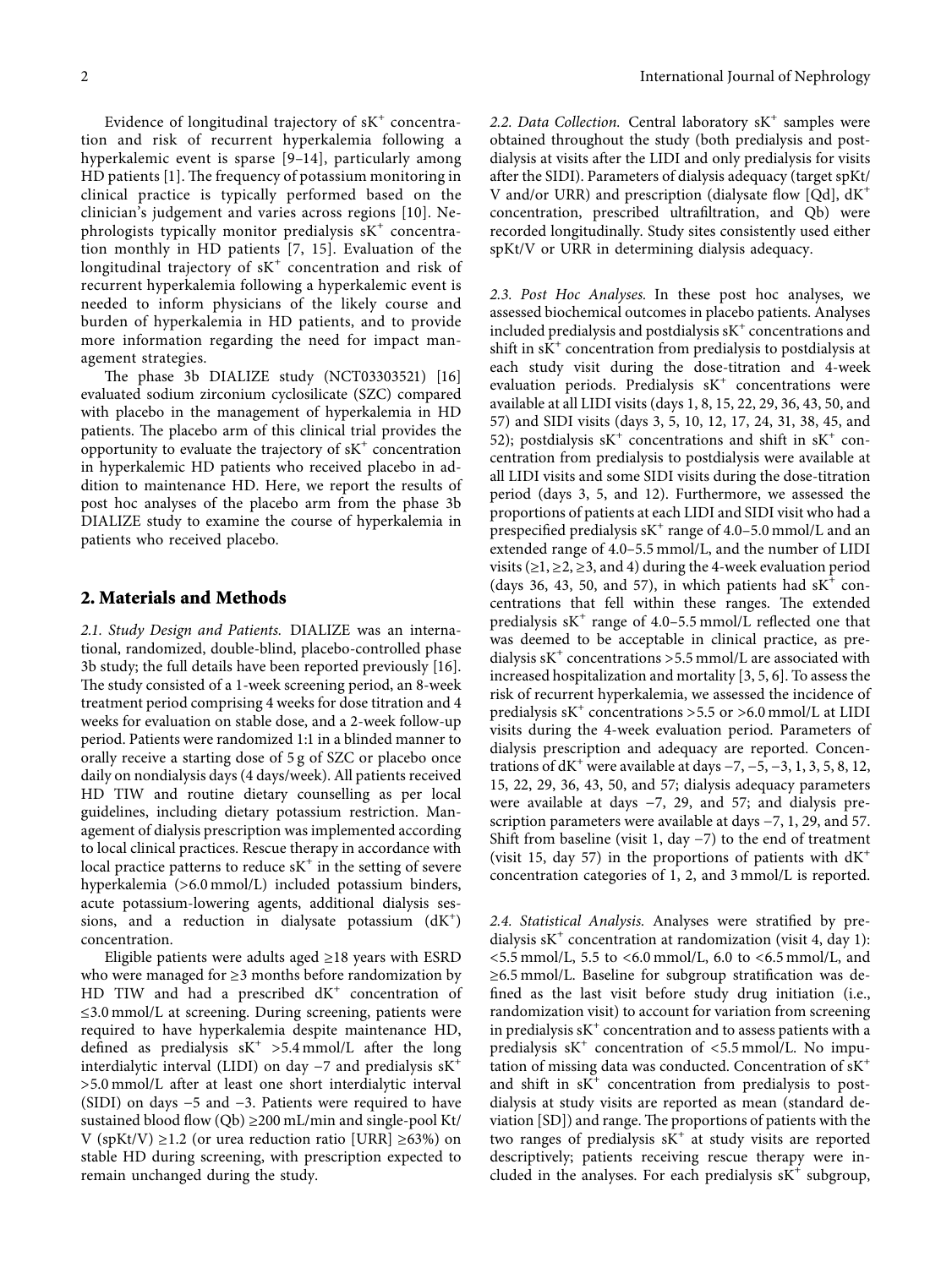Evidence of longitudinal trajectory of $sK^+$ concentration and risk of recurrent hyperkalemia following a hyperkalemic event is sparse [9–14], particularly among HD patients [1]. The frequency of potassium monitoring in clinical practice is typically performed based on the clinician's judgement and varies across regions [10]. Nephrologists typically monitor predialysis $sK^+$ concentration monthly in HD patients [7, 15]. Evaluation of the longitudinal trajectory of $sK^+$ concentration and risk of recurrent hyperkalemia following a hyperkalemic event is needed to inform physicians of the likely course and burden of hyperkalemia in HD patients, and to provide more information regarding the need for impact management strategies.

The phase 3b DIALIZE study (NCT03303521) [16] evaluated sodium zirconium cyclosilicate (SZC) compared with placebo in the management of hyperkalemia in HD patients. The placebo arm of this clinical trial provides the opportunity to evaluate the trajectory of $sK^+$ concentration in hyperkalemic HD patients who received placebo in addition to maintenance HD. Here, we report the results of post hoc analyses of the placebo arm from the phase 3b DIALIZE study to examine the course of hyperkalemia in patients who received placebo.

## 2. Materials and Methods

*2.1. Study Design and Patients.* DIALIZE was an international, randomized, double-blind, placebo-controlled phase 3b study; the full details have been reported previously [16]. The study consisted of a 1-week screening period, an 8-week treatment period comprising 4 weeks for dose titration and 4 weeks for evaluation on stable dose, and a 2-week follow-up period. Patients were randomized 1:1 in a blinded manner to orally receive a starting dose of 5 g of SZC or placebo once daily on nondialysis days (4 days/week). All patients received HD TIW and routine dietary counselling as per local guidelines, including dietary potassium restriction. Management of dialysis prescription was implemented according to local clinical practices. Rescue therapy in accordance with local practice patterns to reduce $sK^+$ in the setting of severe hyperkalemia (>6.0 mmol/L) included potassium binders, acute potassium-lowering agents, additional dialysis sessions, and a reduction in dialysate potassium ($dK^+$) concentration.

Eligible patients were adults aged ≥18 years with ESRD who were managed for ≥3 months before randomization by HD TIW and had a prescribed $dK^+$ concentration of ≤3.0 mmol/L at screening. During screening, patients were required to have hyperkalemia despite maintenance HD, defined as predialysis $sK^+$ >5.4 mmol/L after the long interdialytic interval (LIDI) on day −7 and predialysis $sK^+$ >5.0 mmol/L after at least one short interdialytic interval (SIDI) on days −5 and −3. Patients were required to have sustained blood flow (Qb) ≥200 mL/min and single-pool Kt/V (spKt/V) ≥1.2 (or urea reduction ratio [URR] ≥63%) on stable HD during screening, with prescription expected to remain unchanged during the study.

*2.2. Data Collection.* Central laboratory $sK^+$ samples were obtained throughout the study (both predialysis and postdialysis at visits after the LIDI and only predialysis for visits after the SIDI). Parameters of dialysis adequacy (target spKt/V and/or URR) and prescription (dialysate flow [Qd], $dK^+$ concentration, prescribed ultrafiltration, and Qb) were recorded longitudinally. Study sites consistently used either spKt/V or URR in determining dialysis adequacy.

*2.3. Post Hoc Analyses.* In these post hoc analyses, we assessed biochemical outcomes in placebo patients. Analyses included predialysis and postdialysis $sK^+$ concentrations and shift in $sK^+$ concentration from predialysis to postdialysis at each study visit during the dose-titration and 4-week evaluation periods. Predialysis $sK^+$ concentrations were available at all LIDI visits (days 1, 8, 15, 22, 29, 36, 43, 50, and 57) and SIDI visits (days 3, 5, 10, 12, 17, 24, 31, 38, 45, and 52); postdialysis $sK^+$ concentrations and shift in $sK^+$ concentration from predialysis to postdialysis were available at all LIDI visits and some SIDI visits during the dose-titration period (days 3, 5, and 12). Furthermore, we assessed the proportions of patients at each LIDI and SIDI visit who had a prespecified predialysis $sK^+$ range of 4.0–5.0 mmol/L and an extended range of 4.0–5.5 mmol/L, and the number of LIDI visits (≥1, ≥2, ≥3, and 4) during the 4-week evaluation period (days 36, 43, 50, and 57), in which patients had $sK^+$ concentrations that fell within these ranges. The extended predialysis $sK^+$ range of 4.0–5.5 mmol/L reflected one that was deemed to be acceptable in clinical practice, as predialysis $sK^+$ concentrations >5.5 mmol/L are associated with increased hospitalization and mortality [3, 5, 6]. To assess the risk of recurrent hyperkalemia, we assessed the incidence of predialysis $sK^+$ concentrations >5.5 or >6.0 mmol/L at LIDI visits during the 4-week evaluation period. Parameters of dialysis prescription and adequacy are reported. Concentrations of $dK^+$ were available at days −7, −5, −3, 1, 3, 5, 8, 12, 15, 22, 29, 36, 43, 50, and 57; dialysis adequacy parameters were available at days −7, 29, and 57; and dialysis prescription parameters were available at days −7, 1, 29, and 57. Shift from baseline (visit 1, day −7) to the end of treatment (visit 15, day 57) in the proportions of patients with $dK^+$ concentration categories of 1, 2, and 3 mmol/L is reported.

*2.4. Statistical Analysis.* Analyses were stratified by predialysis $sK^+$ concentration at randomization (visit 4, day 1): <5.5 mmol/L, 5.5 to <6.0 mmol/L, 6.0 to <6.5 mmol/L, and ≥6.5 mmol/L. Baseline for subgroup stratification was defined as the last visit before study drug initiation (i.e., randomization visit) to account for variation from screening in predialysis $sK^+$ concentration and to assess patients with a predialysis $sK^+$ concentration of <5.5 mmol/L. No imputation of missing data was conducted. Concentration of $sK^+$ and shift in $sK^+$ concentration from predialysis to postdialysis at study visits are reported as mean (standard deviation [SD]) and range. The proportions of patients with the two ranges of predialysis $sK^+$ at study visits are reported descriptively; patients receiving rescue therapy were included in the analyses. For each predialysis $sK^+$ subgroup,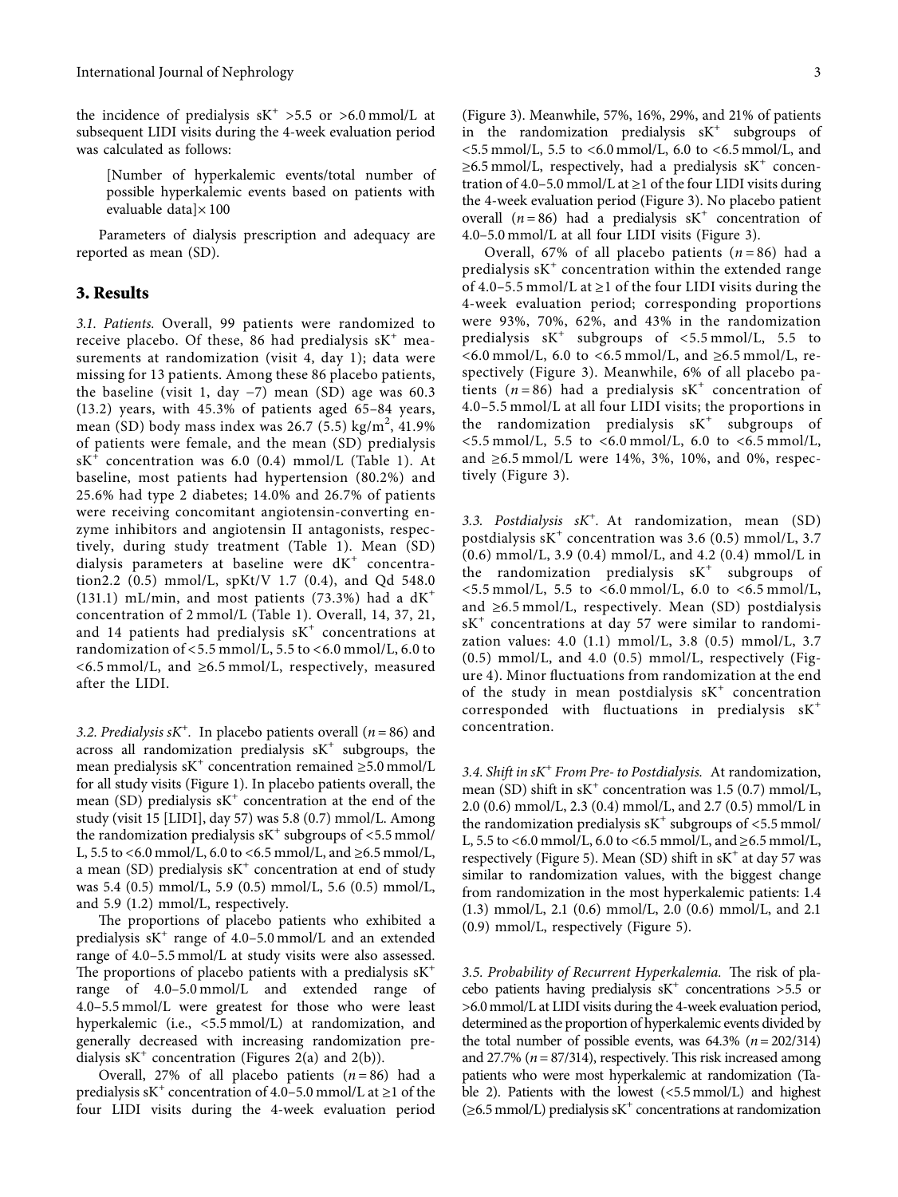the incidence of predialysis $sK^+$ >5.5 or >6.0 mmol/L at subsequent LIDI visits during the 4-week evaluation period was calculated as follows:

> [Number of hyperkalemic events/total number of possible hyperkalemic events based on patients with evaluable data] × 100

Parameters of dialysis prescription and adequacy are reported as mean (SD).

## 3. Results

*3.1. Patients.* Overall, 99 patients were randomized to receive placebo. Of these, 86 had predialysis $sK^+$ measurements at randomization (visit 4, day 1); data were missing for 13 patients. Among these 86 placebo patients, the baseline (visit 1, day −7) mean (SD) age was 60.3 (13.2) years, with 45.3% of patients aged 65–84 years, mean (SD) body mass index was 26.7 (5.5) $kg/m^2$, 41.9% of patients were female, and the mean (SD) predialysis $sK^+$ concentration was 6.0 (0.4) mmol/L (Table 1). At baseline, most patients had hypertension (80.2%) and 25.6% had type 2 diabetes; 14.0% and 26.7% of patients were receiving concomitant angiotensin-converting enzyme inhibitors and angiotensin II antagonists, respectively, during study treatment (Table 1). Mean (SD) dialysis parameters at baseline were $dK^+$ concentration2.2 (0.5) mmol/L, spKt/V 1.7 (0.4), and Qd 548.0 (131.1) mL/min, and most patients (73.3%) had a $dK^+$ concentration of 2 mmol/L (Table 1). Overall, 14, 37, 21, and 14 patients had predialysis $sK^+$ concentrations at randomization of <5.5 mmol/L, 5.5 to <6.0 mmol/L, 6.0 to <6.5 mmol/L, and ≥6.5 mmol/L, respectively, measured after the LIDI.

*3.2. Predialysis $sK^+$.* In placebo patients overall ($n$ = 86) and across all randomization predialysis $sK^+$ subgroups, the mean predialysis $sK^+$ concentration remained ≥5.0 mmol/L for all study visits (Figure 1). In placebo patients overall, the mean (SD) predialysis $sK^+$ concentration at the end of the study (visit 15 [LIDI], day 57) was 5.8 (0.7) mmol/L. Among the randomization predialysis $sK^+$ subgroups of <5.5 mmol/L, 5.5 to <6.0 mmol/L, 6.0 to <6.5 mmol/L, and ≥6.5 mmol/L, a mean (SD) predialysis $sK^+$ concentration at end of study was 5.4 (0.5) mmol/L, 5.9 (0.5) mmol/L, 5.6 (0.5) mmol/L, and 5.9 (1.2) mmol/L, respectively.

The proportions of placebo patients who exhibited a predialysis $sK^+$ range of 4.0–5.0 mmol/L and an extended range of 4.0–5.5 mmol/L at study visits were also assessed. The proportions of placebo patients with a predialysis $sK^+$ range of 4.0–5.0 mmol/L and extended range of 4.0–5.5 mmol/L were greatest for those who were least hyperkalemic (i.e., <5.5 mmol/L) at randomization, and generally decreased with increasing randomization predialysis $sK^+$ concentration (Figures 2(a) and 2(b)).

Overall, 27% of all placebo patients ($n$ = 86) had a predialysis $sK^+$ concentration of 4.0–5.0 mmol/L at ≥1 of the four LIDI visits during the 4-week evaluation period (Figure 3). Meanwhile, 57%, 16%, 29%, and 21% of patients in the randomization predialysis $sK^+$ subgroups of <5.5 mmol/L, 5.5 to <6.0 mmol/L, 6.0 to <6.5 mmol/L, and ≥6.5 mmol/L, respectively, had a predialysis $sK^+$ concentration of 4.0–5.0 mmol/L at ≥1 of the four LIDI visits during the 4-week evaluation period (Figure 3). No placebo patient overall ($n$ = 86) had a predialysis $sK^+$ concentration of 4.0–5.0 mmol/L at all four LIDI visits (Figure 3).

Overall, 67% of all placebo patients ($n$ = 86) had a predialysis $sK^+$ concentration within the extended range of 4.0–5.5 mmol/L at ≥1 of the four LIDI visits during the 4-week evaluation period; corresponding proportions were 93%, 70%, 62%, and 43% in the randomization predialysis $sK^+$ subgroups of <5.5 mmol/L, 5.5 to <6.0 mmol/L, 6.0 to <6.5 mmol/L, and ≥6.5 mmol/L, respectively (Figure 3). Meanwhile, 6% of all placebo patients ($n$ = 86) had a predialysis $sK^+$ concentration of 4.0–5.5 mmol/L at all four LIDI visits; the proportions in the randomization predialysis $sK^+$ subgroups of <5.5 mmol/L, 5.5 to <6.0 mmol/L, 6.0 to <6.5 mmol/L, and ≥6.5 mmol/L were 14%, 3%, 10%, and 0%, respectively (Figure 3).

*3.3. Postdialysis $sK^+$.* At randomization, mean (SD) postdialysis $sK^+$ concentration was 3.6 (0.5) mmol/L, 3.7 (0.6) mmol/L, 3.9 (0.4) mmol/L, and 4.2 (0.4) mmol/L in the randomization predialysis $sK^+$ subgroups of <5.5 mmol/L, 5.5 to <6.0 mmol/L, 6.0 to <6.5 mmol/L, and ≥6.5 mmol/L, respectively. Mean (SD) postdialysis $sK^+$ concentrations at day 57 were similar to randomization values: 4.0 (1.1) mmol/L, 3.8 (0.5) mmol/L, 3.7 (0.5) mmol/L, and 4.0 (0.5) mmol/L, respectively (Figure 4). Minor fluctuations from randomization at the end of the study in mean postdialysis $sK^+$ concentration corresponded with fluctuations in predialysis $sK^+$ concentration.

*3.4. Shift in $sK^+$ From Pre- to Postdialysis.* At randomization, mean (SD) shift in $sK^+$ concentration was 1.5 (0.7) mmol/L, 2.0 (0.6) mmol/L, 2.3 (0.4) mmol/L, and 2.7 (0.5) mmol/L in the randomization predialysis $sK^+$ subgroups of <5.5 mmol/L, 5.5 to <6.0 mmol/L, 6.0 to <6.5 mmol/L, and ≥6.5 mmol/L, respectively (Figure 5). Mean (SD) shift in $sK^+$ at day 57 was similar to randomization values, with the biggest change from randomization in the most hyperkalemic patients: 1.4 (1.3) mmol/L, 2.1 (0.6) mmol/L, 2.0 (0.6) mmol/L, and 2.1 (0.9) mmol/L, respectively (Figure 5).

*3.5. Probability of Recurrent Hyperkalemia.* The risk of placebo patients having predialysis $sK^+$ concentrations >5.5 or >6.0 mmol/L at LIDI visits during the 4-week evaluation period, determined as the proportion of hyperkalemic events divided by the total number of possible events, was 64.3% ($n$ = 202/314) and 27.7% ($n$ = 87/314), respectively. This risk increased among patients who were most hyperkalemic at randomization (Table 2). Patients with the lowest (<5.5 mmol/L) and highest (≥6.5 mmol/L) predialysis $sK^+$ concentrations at randomization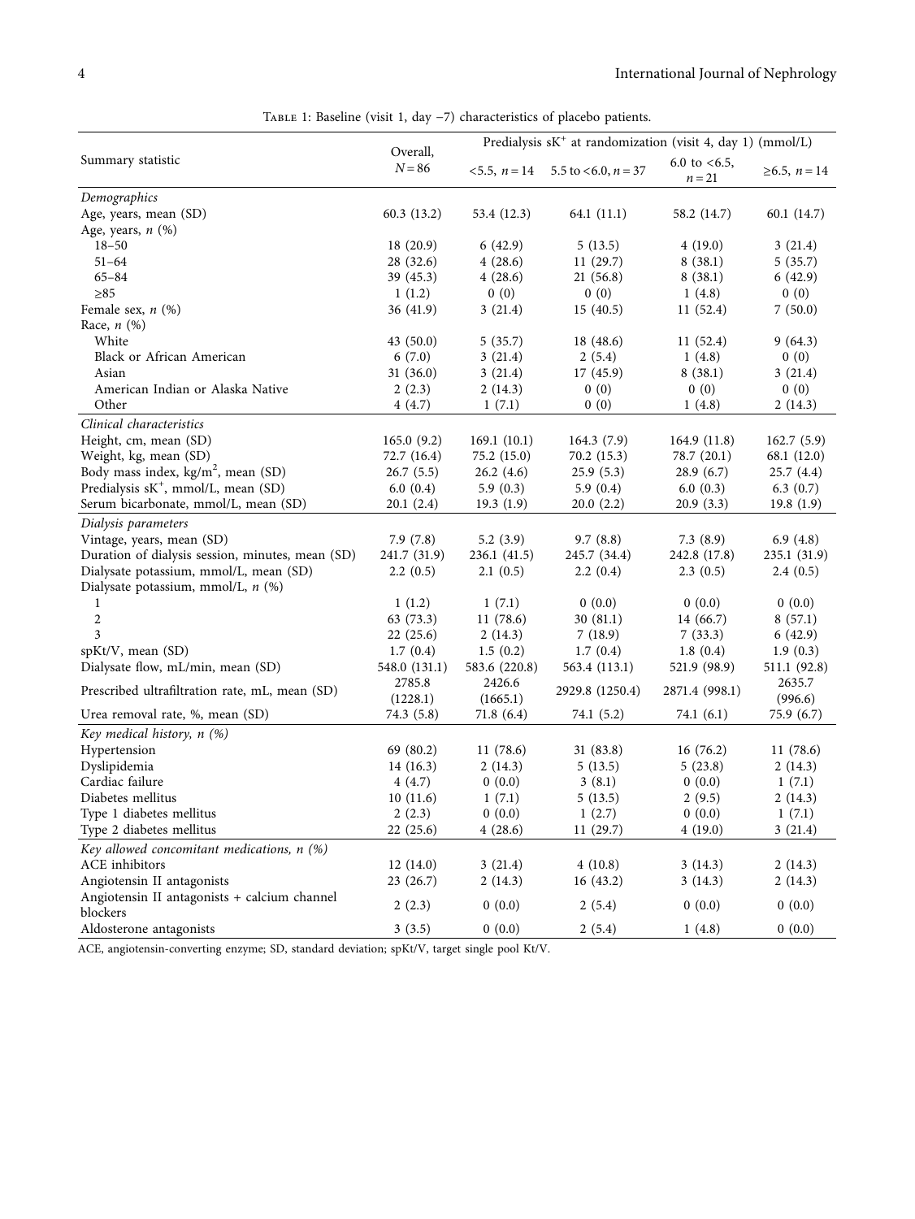Table 1: Baseline (visit 1, day −7) characteristics of placebo patients.

| Summary statistic | Overall, $N = 86$ | Predialysis $sK^+$ at randomization (visit 4, day 1) (mmol/L) | | | |
|---|---|---|---|---|---|
| | | <5.5, $n = 14$ | 5.5 to <6.0, $n = 37$ | 6.0 to <6.5, $n = 21$ | ≥6.5, $n = 14$ |
| *Demographics* | | | | | |
| Age, years, mean (SD) | 60.3 (13.2) | 53.4 (12.3) | 64.1 (11.1) | 58.2 (14.7) | 60.1 (14.7) |
| Age, years, *n* (%) | | | | | |
| 18–50 | 18 (20.9) | 6 (42.9) | 5 (13.5) | 4 (19.0) | 3 (21.4) |
| 51–64 | 28 (32.6) | 4 (28.6) | 11 (29.7) | 8 (38.1) | 5 (35.7) |
| 65–84 | 39 (45.3) | 4 (28.6) | 21 (56.8) | 8 (38.1) | 6 (42.9) |
| ≥85 | 1 (1.2) | 0 (0) | 0 (0) | 1 (4.8) | 0 (0) |
| Female sex, *n* (%) | 36 (41.9) | 3 (21.4) | 15 (40.5) | 11 (52.4) | 7 (50.0) |
| Race, *n* (%) | | | | | |
| White | 43 (50.0) | 5 (35.7) | 18 (48.6) | 11 (52.4) | 9 (64.3) |
| Black or African American | 6 (7.0) | 3 (21.4) | 2 (5.4) | 1 (4.8) | 0 (0) |
| Asian | 31 (36.0) | 3 (21.4) | 17 (45.9) | 8 (38.1) | 3 (21.4) |
| American Indian or Alaska Native | 2 (2.3) | 2 (14.3) | 0 (0) | 0 (0) | 0 (0) |
| Other | 4 (4.7) | 1 (7.1) | 0 (0) | 1 (4.8) | 2 (14.3) |
| *Clinical characteristics* | | | | | |
| Height, cm, mean (SD) | 165.0 (9.2) | 169.1 (10.1) | 164.3 (7.9) | 164.9 (11.8) | 162.7 (5.9) |
| Weight, kg, mean (SD) | 72.7 (16.4) | 75.2 (15.0) | 70.2 (15.3) | 78.7 (20.1) | 68.1 (12.0) |
| Body mass index, $kg/m^2$, mean (SD) | 26.7 (5.5) | 26.2 (4.6) | 25.9 (5.3) | 28.9 (6.7) | 25.7 (4.4) |
| Predialysis $sK^+$, mmol/L, mean (SD) | 6.0 (0.4) | 5.9 (0.3) | 5.9 (0.4) | 6.0 (0.3) | 6.3 (0.7) |
| Serum bicarbonate, mmol/L, mean (SD) | 20.1 (2.4) | 19.3 (1.9) | 20.0 (2.2) | 20.9 (3.3) | 19.8 (1.9) |
| *Dialysis parameters* | | | | | |
| Vintage, years, mean (SD) | 7.9 (7.8) | 5.2 (3.9) | 9.7 (8.8) | 7.3 (8.9) | 6.9 (4.8) |
| Duration of dialysis session, minutes, mean (SD) | 241.7 (31.9) | 236.1 (41.5) | 245.7 (34.4) | 242.8 (17.8) | 235.1 (31.9) |
| Dialysate potassium, mmol/L, mean (SD) | 2.2 (0.5) | 2.1 (0.5) | 2.2 (0.4) | 2.3 (0.5) | 2.4 (0.5) |
| Dialysate potassium, mmol/L, *n* (%) | | | | | |
| 1 | 1 (1.2) | 1 (7.1) | 0 (0.0) | 0 (0.0) | 0 (0.0) |
| 2 | 63 (73.3) | 11 (78.6) | 30 (81.1) | 14 (66.7) | 8 (57.1) |
| 3 | 22 (25.6) | 2 (14.3) | 7 (18.9) | 7 (33.3) | 6 (42.9) |
| spKt/V, mean (SD) | 1.7 (0.4) | 1.5 (0.2) | 1.7 (0.4) | 1.8 (0.4) | 1.9 (0.3) |
| Dialysate flow, mL/min, mean (SD) | 548.0 (131.1) | 583.6 (220.8) | 563.4 (113.1) | 521.9 (98.9) | 511.1 (92.8) |
| Prescribed ultrafiltration rate, mL, mean (SD) | 2785.8 (1228.1) | 2426.6 (1665.1) | 2929.8 (1250.4) | 2871.4 (998.1) | 2635.7 (996.6) |
| Urea removal rate, %, mean (SD) | 74.3 (5.8) | 71.8 (6.4) | 74.1 (5.2) | 74.1 (6.1) | 75.9 (6.7) |
| *Key medical history, n (%)* | | | | | |
| Hypertension | 69 (80.2) | 11 (78.6) | 31 (83.8) | 16 (76.2) | 11 (78.6) |
| Dyslipidemia | 14 (16.3) | 2 (14.3) | 5 (13.5) | 5 (23.8) | 2 (14.3) |
| Cardiac failure | 4 (4.7) | 0 (0.0) | 3 (8.1) | 0 (0.0) | 1 (7.1) |
| Diabetes mellitus | 10 (11.6) | 1 (7.1) | 5 (13.5) | 2 (9.5) | 2 (14.3) |
| Type 1 diabetes mellitus | 2 (2.3) | 0 (0.0) | 1 (2.7) | 0 (0.0) | 1 (7.1) |
| Type 2 diabetes mellitus | 22 (25.6) | 4 (28.6) | 11 (29.7) | 4 (19.0) | 3 (21.4) |
| *Key allowed concomitant medications, n (%)* | | | | | |
| ACE inhibitors | 12 (14.0) | 3 (21.4) | 4 (10.8) | 3 (14.3) | 2 (14.3) |
| Angiotensin II antagonists | 23 (26.7) | 2 (14.3) | 16 (43.2) | 3 (14.3) | 2 (14.3) |
| Angiotensin II antagonists + calcium channel blockers | 2 (2.3) | 0 (0.0) | 2 (5.4) | 0 (0.0) | 0 (0.0) |
| Aldosterone antagonists | 3 (3.5) | 0 (0.0) | 2 (5.4) | 1 (4.8) | 0 (0.0) |

ACE, angiotensin-converting enzyme; SD, standard deviation; spKt/V, target single pool Kt/V.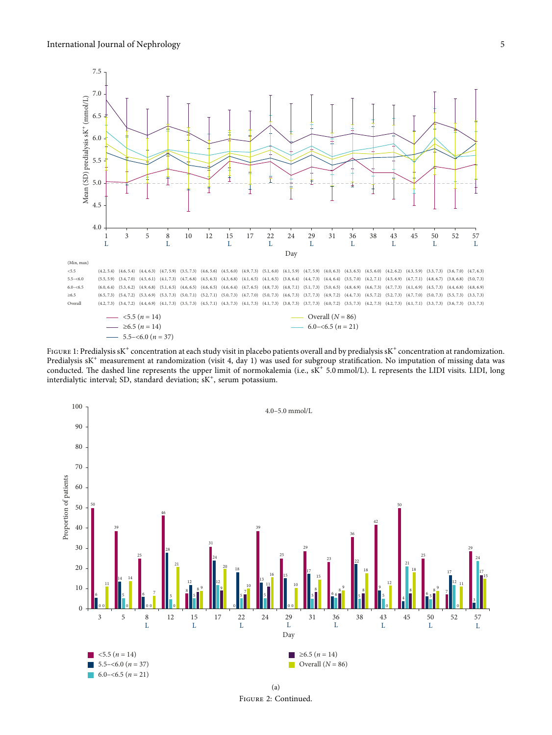7.5
7.0
6.5
6.0
5.5
5.0
4.5
4.0

Mean (SD) predialysis sK+ (mmol/L)

1 L, 3, 5, 8 L, 10, 12, 15 L, 17, 22 L, 24, 29 L, 31, 36 L, 38, 43 L, 45, 50 L, 52, 57 L

Day

| (Min, max) | 1 | 3 | 5 | 8 | 10 | 12 | 15 | 17 | 22 | 24 | 29 | 31 | 36 | 38 | 43 | 45 | 50 | 52 | 57 |
|---|---|---|---|---|---|---|---|---|---|---|---|---|---|---|---|---|---|---|---|
| <5.5 | (4.2, 5.4) | (4.6, 5.4) | (4.4, 6.3) | (4.7, 5.9) | (3.5, 7.3) | (4.6, 5.6) | (4.5, 6.0) | (4.9, 7.3) | (5.1, 6.0) | (4.1, 5.9) | (4.7, 5.9) | (4.0, 6.3) | (4.3, 6.5) | (4.5, 6.0) | (4.2, 6.2) | (4.3, 5.9) | (3.3, 7.3) | (3.6, 7.0) | (4.7, 6.3) |
| 5.5–<6.0 | (5.5, 5.9) | (3.4, 7.0) | (4.5, 6.1) | (4.1, 7.3) | (4.7, 6.8) | (4.5, 6.3) | (4.3, 6.8) | (4.1, 6.5) | (4.1, 6.5) | (3.8, 6.4) | (4.4, 7.3) | (4.4, 6.4) | (3.5, 7.0) | (4.2, 7.1) | (4.5, 6.9) | (4.7, 7.1) | (4.8, 6.7) | (3.8, 6.8) | (5.0, 7.3) |
| 6.0–<6.5 | (6.0, 6.4) | (5.3, 6.2) | (4.9, 6.8) | (5.1, 6.5) | (4.6, 6.5) | (4.6, 6.5) | (4.6, 6.4) | (4.7, 6.5) | (4.8, 7.3) | (4.8, 7.1) | (5.1, 7.3) | (5.0, 6.5) | (4.8, 6.9) | (4.6, 7.3) | (4.7, 7.3) | (4.1, 6.9) | (4.5, 7.3) | (4.4, 6.8) | (4.8, 6.9) |
| ≥6.5 | (6.5, 7.3) | (5.4, 7.2) | (5.3, 6.9) | (5.3, 7.3) | (5.0, 7.1) | (5.2, 7.1) | (5.0, 7.3) | (4.7, 7.0) | (5.0, 7.3) | (4.6, 7.3) | (3.7, 7.3) | (4.9, 7.2) | (4.4, 7.3) | (4.5, 7.2) | (5.2, 7.3) | (4.7, 7.0) | (5.0, 7.3) | (5.5, 7.3) | (3.3, 7.3) |
| Overall | (4.2, 7.3) | (3.4, 7.2) | (4.4, 6.9) | (4.1, 7.3) | (3.5, 7.3) | (4.5, 7.1) | (4.3, 7.3) | (4.1, 7.3) | (4.1, 7.3) | (3.8, 7.3) | (3.7, 7.3) | (4.0, 7.2) | (3.5, 7.3) | (4.2, 7.3) | (4.2, 7.3) | (4.1, 7.1) | (3.3, 7.3) | (3.6, 7.3) | (3.3, 7.3) |

<5.5 ($n = 14$)
≥6.5 ($n = 14$)
5.5–<6.0 ($n = 37$)
Overall ($N = 86$)
6.0–<6.5 ($n = 21$)

Figure 1: Predialysis $sK^+$ concentration at each study visit in placebo patients overall and by predialysis $sK^+$ concentration at randomization. Predialysis $sK^+$ measurement at randomization (visit 4, day 1) was used for subgroup stratification. No imputation of missing data was conducted. The dashed line represents the upper limit of normokalemia (i.e., $sK^+$ 5.0 mmol/L). L represents the LIDI visits. LIDI, long interdialytic interval; SD, standard deviation; $sK^+$, serum potassium.

4.0–5.0 mmol/L

100
90
80
70
60
50
40
30
20
10
0

Proportion of patients

3, 5, 8 L, 12, 15 L, 17, 22 L, 24, 29 L, 31, 36 L, 38, 43 L, 45, 50 L, 52, 57 L

Day

<5.5 ($n = 14$)
5.5–<6.0 ($n = 37$)
6.0–<6.5 ($n = 21$)
≥6.5 ($n = 14$)
Overall ($N = 86$)

(a)

Figure 2: Continued.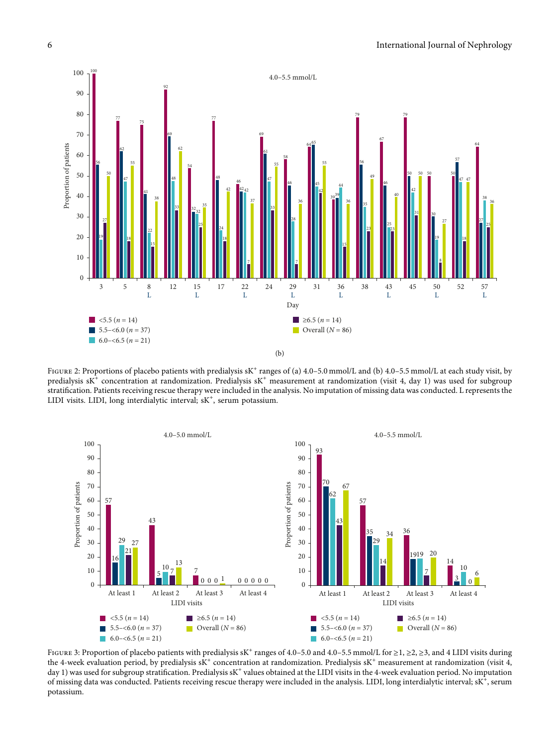4.0–5.5 mmol/L

Proportion of patients

100
90
80
70
60
50
40
30
20
10
0

100 56 19 27 50

77 62 18 47 55

75 41 22 15 38

92 69 48 33 62

54 32 32 25 35

77 48 24 18 42

46 42 42 7 37

69 61 47 33 55

58 46 28 7 36

64 65 45 42 55

39 39 44 15 36

79 56 35 23 49

67 46 25 23 40

79 50 42 31 50

50 30 19 8 27

50 57 47 18 47

64 27 38 25 36

3, 5, 8 L, 12, 15 L, 17, 22 L, 24, 29 L, 31, 36 L, 38, 43 L, 45, 50 L, 52, 57 L

Day

<5.5 ($n = 14$)
5.5–<6.0 ($n = 37$)
6.0–<6.5 ($n = 21$)
≥6.5 ($n = 14$)
Overall ($N = 86$)

(b)

Figure 2: Proportions of placebo patients with predialysis $sK^+$ ranges of (a) 4.0–5.0 mmol/L and (b) 4.0–5.5 mmol/L at each study visit, by predialysis $sK^+$ concentration at randomization. Predialysis $sK^+$ measurement at randomization (visit 4, day 1) was used for subgroup stratification. Patients receiving rescue therapy were included in the analysis. No imputation of missing data was conducted. L represents the LIDI visits. LIDI, long interdialytic interval; $sK^+$, serum potassium.

4.0–5.0 mmol/L

Proportion of patients

100
90
80
70
60
50
40
30
20
10
0

57 16 29 21 27

43 5 10 7 13

7 0 0 0 1

0 0 0 0 0

At least 1, At least 2, At least 3, At least 4

LIDI visits

<5.5 ($n = 14$)
5.5–<6.0 ($n = 37$)
6.0–<6.5 ($n = 21$)
≥6.5 ($n = 14$)
Overall ($N = 86$)

4.0–5.5 mmol/L

Proportion of patients

100
90
80
70
60
50
40
30
20
10
0

93 70 62 43 67

57 35 29 14 34

36 19 19 7 20

14 3 10 0 6

At least 1, At least 2, At least 3, At least 4

LIDI visits

<5.5 ($n = 14$)
5.5–<6.0 ($n = 37$)
6.0–<6.5 ($n = 21$)
≥6.5 ($n = 14$)
Overall ($N = 86$)

Figure 3: Proportion of placebo patients with predialysis $sK^+$ ranges of 4.0–5.0 and 4.0–5.5 mmol/L for ≥1, ≥2, ≥3, and 4 LIDI visits during the 4-week evaluation period, by predialysis $sK^+$ concentration at randomization. Predialysis $sK^+$ measurement at randomization (visit 4, day 1) was used for subgroup stratification. Predialysis $sK^+$ values obtained at the LIDI visits in the 4-week evaluation period. No imputation of missing data was conducted. Patients receiving rescue therapy were included in the analysis. LIDI, long interdialytic interval; $sK^+$, serum potassium.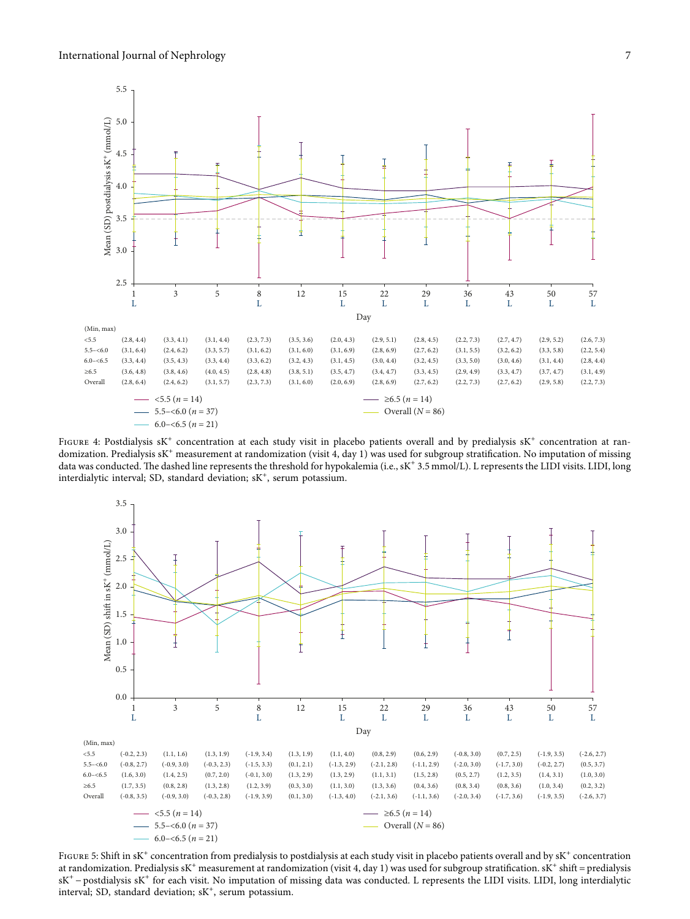Mean (SD) postdialysis sK⁺ (mmol/L)

5.5
5.0
4.5
4.0
3.5
3.0
2.5

Day

1 L, 3, 5, 8 L, 12, 15 L, 22 L, 29 L, 36 L, 43 L, 50 L, 57 L

(Min, max)

<5.5 (2.8, 4.4) (3.3, 4.1) (3.1, 4.4) (2.3, 7.3) (3.5, 3.6) (2.0, 4.3) (2.9, 5.1) (2.8, 4.5) (2.2, 7.3) (2.7, 4.7) (2.9, 5.2) (2.6, 7.3)

5.5–<6.0 (3.1, 6.4) (2.4, 6.2) (3.3, 5.7) (3.1, 6.2) (3.1, 6.0) (3.1, 6.9) (2.8, 6.9) (2.7, 6.2) (3.1, 5.5) (3.2, 6.2) (3.3, 5.8) (2.2, 5.4)

6.0–<6.5 (3.3, 4.4) (3.5, 4.3) (3.3, 4.4) (3.3, 6.2) (3.2, 4.3) (3.1, 4.5) (3.0, 4.4) (3.2, 4.5) (3.3, 5.0) (3.0, 4.6) (3.1, 4.4) (2.8, 4.4)

≥6.5 (3.6, 4.8) (3.8, 4.6) (4.0, 4.5) (2.8, 4.8) (3.8, 5.1) (3.5, 4.7) (3.4, 4.7) (3.3, 4.5) (2.9, 4.9) (3.3, 4.7) (3.7, 4.7) (3.1, 4.9)

Overall (2.8, 6.4) (2.4, 6.2) (3.1, 5.7) (2.3, 7.3) (3.1, 6.0) (2.0, 6.9) (2.8, 6.9) (2.7, 6.2) (2.2, 7.3) (2.7, 6.2) (2.9, 5.8) (2.2, 7.3)

<5.5 ($n = 14$)
5.5–<6.0 ($n = 37$)
6.0–<6.5 ($n = 21$)
≥6.5 ($n = 14$)
Overall ($N = 86$)

Figure 4: Postdialysis sK⁺ concentration at each study visit in placebo patients overall and by predialysis sK⁺ concentration at randomization. Predialysis sK⁺ measurement at randomization (visit 4, day 1) was used for subgroup stratification. No imputation of missing data was conducted. The dashed line represents the threshold for hypokalemia (i.e., sK⁺ 3.5 mmol/L). L represents the LIDI visits. LIDI, long interdialytic interval; SD, standard deviation; sK⁺, serum potassium.

Mean (SD) shift in sK⁺ (mmol/L)

3.5
3.0
2.5
2.0
1.5
1.0
0.5
0.0

Day

1 L, 3, 5, 8 L, 12, 15 L, 22 L, 29 L, 36 L, 43 L, 50 L, 57 L

(Min, max)

<5.5 (-0.2, 2.3) (1.1, 1.6) (1.3, 1.9) (-1.9, 3.4) (1.3, 1.9) (1.1, 4.0) (0.8, 2.9) (0.6, 2.9) (-0.8, 3.0) (0.7, 2.5) (-1.9, 3.5) (-2.6, 2.7)

5.5–<6.0 (-0.8, 2.7) (-0.9, 3.0) (-0.3, 2.3) (-1.5, 3.3) (0.1, 2.1) (-1.3, 2.9) (-2.1, 2.8) (-1.1, 2.9) (-2.0, 3.0) (-1.7, 3.0) (-0.2, 2.7) (0.5, 3.7)

6.0–<6.5 (1.6, 3.0) (1.4, 2.5) (0.7, 2.0) (-0.1, 3.0) (1.3, 2.9) (1.3, 2.9) (1.1, 3.1) (1.5, 2.8) (0.5, 2.7) (1.2, 3.5) (1.4, 3.1) (1.0, 3.0)

≥6.5 (1.7, 3.5) (0.8, 2.8) (1.3, 2.8) (1.2, 3.9) (0.3, 3.0) (1.1, 3.0) (1.3, 3.6) (0.4, 3.6) (0.8, 3.4) (0.8, 3.6) (1.0, 3.4) (0.2, 3.2)

Overall (-0.8, 3.5) (-0.9, 3.0) (-0.3, 2.8) (-1.9, 3.9) (0.1, 3.0) (-1.3, 4.0) (-2.1, 3.6) (-1.1, 3.6) (-2.0, 3.4) (-1.7, 3.6) (-1.9, 3.5) (-2.6, 3.7)

<5.5 ($n = 14$)
5.5–<6.0 ($n = 37$)
6.0–<6.5 ($n = 21$)
≥6.5 ($n = 14$)
Overall ($N = 86$)

Figure 5: Shift in sK⁺ concentration from predialysis to postdialysis at each study visit in placebo patients overall and by sK⁺ concentration at randomization. Predialysis sK⁺ measurement at randomization (visit 4, day 1) was used for subgroup stratification. sK⁺ shift = predialysis sK⁺ − postdialysis sK⁺ for each visit. No imputation of missing data was conducted. L represents the LIDI visits. LIDI, long interdialytic interval; SD, standard deviation; sK⁺, serum potassium.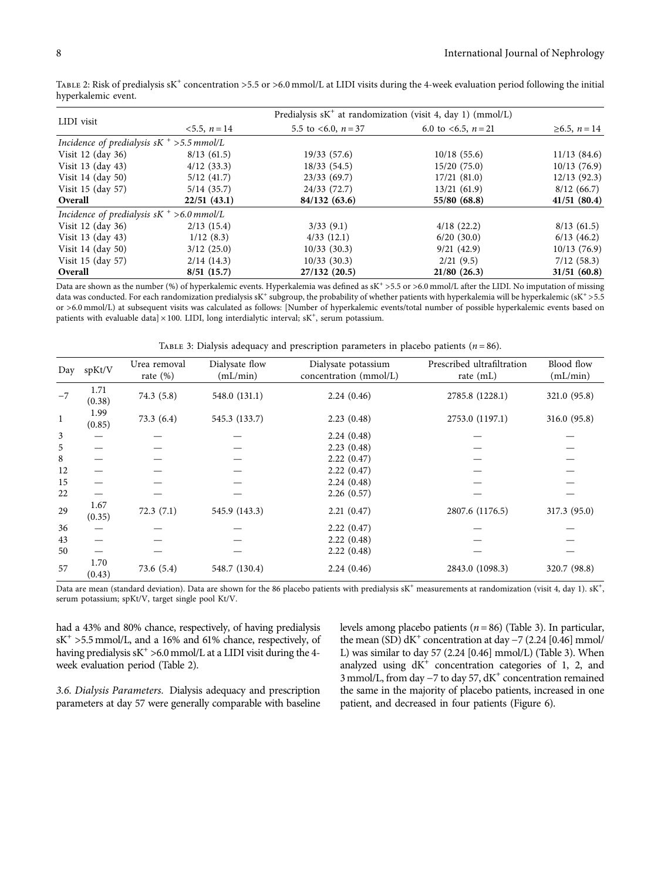Table 2: Risk of predialysis $sK^+$ concentration >5.5 or >6.0 mmol/L at LIDI visits during the 4-week evaluation period following the initial hyperkalemic event.

| LIDI visit | Predialysis $sK^+$ at randomization (visit 4, day 1) (mmol/L) | | | |
|---|---|---|---|---|
| | <5.5, $n = 14$ | 5.5 to <6.0, $n = 37$ | 6.0 to <6.5, $n = 21$ | ≥6.5, $n = 14$ |
| *Incidence of predialysis $sK^+$ >5.5 mmol/L* | | | | |
| Visit 12 (day 36) | 8/13 (61.5) | 19/33 (57.6) | 10/18 (55.6) | 11/13 (84.6) |
| Visit 13 (day 43) | 4/12 (33.3) | 18/33 (54.5) | 15/20 (75.0) | 10/13 (76.9) |
| Visit 14 (day 50) | 5/12 (41.7) | 23/33 (69.7) | 17/21 (81.0) | 12/13 (92.3) |
| Visit 15 (day 57) | 5/14 (35.7) | 24/33 (72.7) | 13/21 (61.9) | 8/12 (66.7) |
| **Overall** | **22/51 (43.1)** | **84/132 (63.6)** | **55/80 (68.8)** | **41/51 (80.4)** |
| *Incidence of predialysis $sK^+$ >6.0 mmol/L* | | | | |
| Visit 12 (day 36) | 2/13 (15.4) | 3/33 (9.1) | 4/18 (22.2) | 8/13 (61.5) |
| Visit 13 (day 43) | 1/12 (8.3) | 4/33 (12.1) | 6/20 (30.0) | 6/13 (46.2) |
| Visit 14 (day 50) | 3/12 (25.0) | 10/33 (30.3) | 9/21 (42.9) | 10/13 (76.9) |
| Visit 15 (day 57) | 2/14 (14.3) | 10/33 (30.3) | 2/21 (9.5) | 7/12 (58.3) |
| **Overall** | **8/51 (15.7)** | **27/132 (20.5)** | **21/80 (26.3)** | **31/51 (60.8)** |

Data are shown as the number (%) of hyperkalemic events. Hyperkalemia was defined as $sK^+$ >5.5 or >6.0 mmol/L after the LIDI. No imputation of missing data was conducted. For each randomization predialysis $sK^+$ subgroup, the probability of whether patients with hyperkalemia will be hyperkalemic ($sK^+$ >5.5 or >6.0 mmol/L) at subsequent visits was calculated as follows: [Number of hyperkalemic events/total number of possible hyperkalemic events based on patients with evaluable data] × 100. LIDI, long interdialytic interval; $sK^+$, serum potassium.

Table 3: Dialysis adequacy and prescription parameters in placebo patients ($n = 86$).

| Day | spKt/V | Urea removal rate (%) | Dialysate flow (mL/min) | Dialysate potassium concentration (mmol/L) | Prescribed ultrafiltration rate (mL) | Blood flow (mL/min) |
|---|---|---|---|---|---|---|
| −7 | 1.71 (0.38) | 74.3 (5.8) | 548.0 (131.1) | 2.24 (0.46) | 2785.8 (1228.1) | 321.0 (95.8) |
| 1 | 1.99 (0.85) | 73.3 (6.4) | 545.3 (133.7) | 2.23 (0.48) | 2753.0 (1197.1) | 316.0 (95.8) |
| 3 | — | — | — | 2.24 (0.48) | — | — |
| 5 | — | — | — | 2.23 (0.48) | — | — |
| 8 | — | — | — | 2.22 (0.47) | — | — |
| 12 | — | — | — | 2.22 (0.47) | — | — |
| 15 | — | — | — | 2.24 (0.48) | — | — |
| 22 | — | — | — | 2.26 (0.57) | — | — |
| 29 | 1.67 (0.35) | 72.3 (7.1) | 545.9 (143.3) | 2.21 (0.47) | 2807.6 (1176.5) | 317.3 (95.0) |
| 36 | — | — | — | 2.22 (0.47) | — | — |
| 43 | — | — | — | 2.22 (0.48) | — | — |
| 50 | — | — | — | 2.22 (0.48) | — | — |
| 57 | 1.70 (0.43) | 73.6 (5.4) | 548.7 (130.4) | 2.24 (0.46) | 2843.0 (1098.3) | 320.7 (98.8) |

Data are mean (standard deviation). Data are shown for the 86 placebo patients with predialysis $sK^+$ measurements at randomization (visit 4, day 1). $sK^+$, serum potassium; spKt/V, target single pool Kt/V.

had a 43% and 80% chance, respectively, of having predialysis $sK^+$ >5.5 mmol/L, and a 16% and 61% chance, respectively, of having predialysis $sK^+$ >6.0 mmol/L at a LIDI visit during the 4-week evaluation period (Table 2).

*3.6. Dialysis Parameters.* Dialysis adequacy and prescription parameters at day 57 were generally comparable with baseline levels among placebo patients ($n = 86$) (Table 3). In particular, the mean (SD) $dK^+$ concentration at day −7 (2.24 [0.46] mmol/L) was similar to day 57 (2.24 [0.46] mmol/L) (Table 3). When analyzed using $dK^+$ concentration categories of 1, 2, and 3 mmol/L, from day −7 to day 57, $dK^+$ concentration remained the same in the majority of placebo patients, increased in one patient, and decreased in four patients (Figure 6).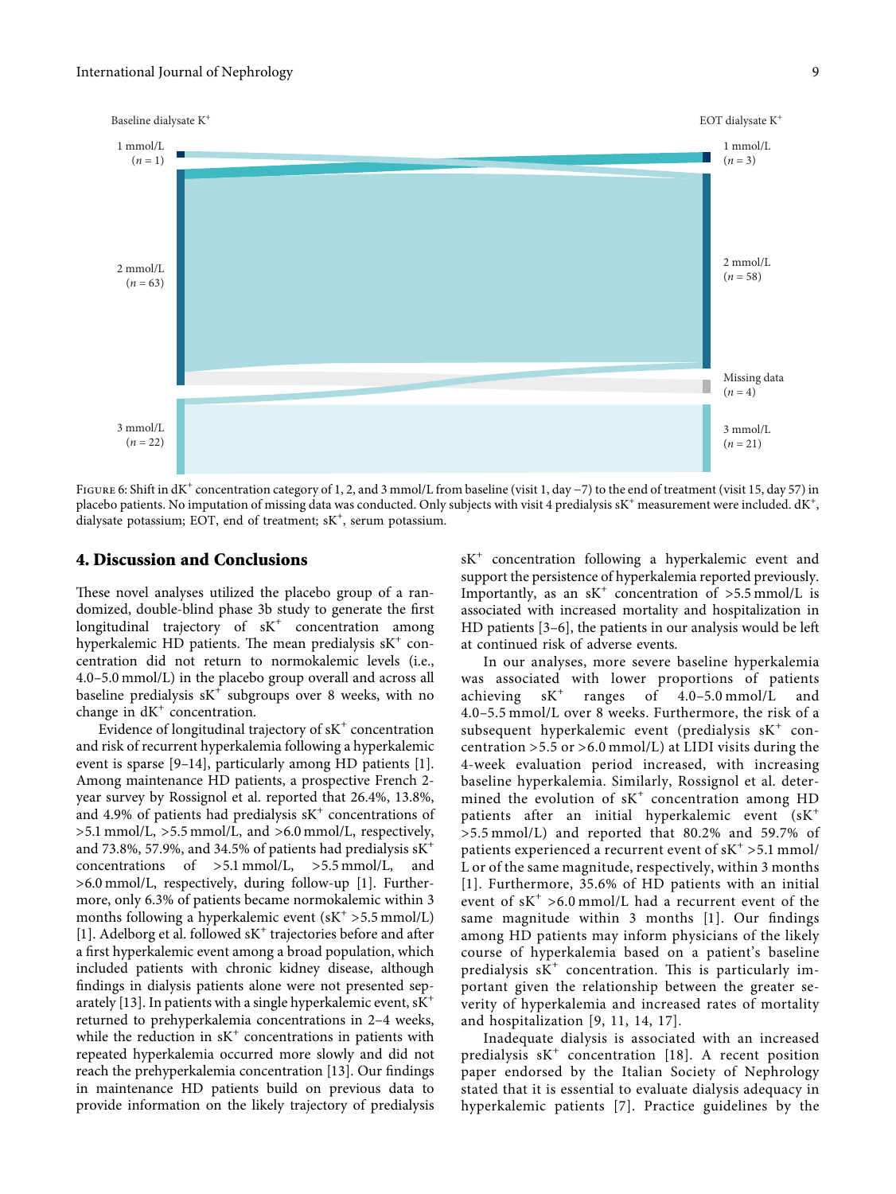Figure 6: Shift in $dK^+$ concentration category of 1, 2, and 3 mmol/L from baseline (visit 1, day −7) to the end of treatment (visit 15, day 57) in placebo patients. No imputation of missing data was conducted. Only subjects with visit 4 predialysis $sK^+$ measurement were included. $dK^+$, dialysate potassium; EOT, end of treatment; $sK^+$, serum potassium.

## 4. Discussion and Conclusions

These novel analyses utilized the placebo group of a randomized, double-blind phase 3b study to generate the first longitudinal trajectory of $sK^+$ concentration among hyperkalemic HD patients. The mean predialysis $sK^+$ concentration did not return to normokalemic levels (i.e., 4.0–5.0 mmol/L) in the placebo group overall and across all baseline predialysis $sK^+$ subgroups over 8 weeks, with no change in $dK^+$ concentration.

Evidence of longitudinal trajectory of $sK^+$ concentration and risk of recurrent hyperkalemia following a hyperkalemic event is sparse [9–14], particularly among HD patients [1]. Among maintenance HD patients, a prospective French 2-year survey by Rossignol et al. reported that 26.4%, 13.8%, and 4.9% of patients had predialysis $sK^+$ concentrations of >5.1 mmol/L, >5.5 mmol/L, and >6.0 mmol/L, respectively, and 73.8%, 57.9%, and 34.5% of patients had predialysis $sK^+$ concentrations of >5.1 mmol/L, >5.5 mmol/L, and >6.0 mmol/L, respectively, during follow-up [1]. Furthermore, only 6.3% of patients became normokalemic within 3 months following a hyperkalemic event ($sK^+$ >5.5 mmol/L) [1]. Adelborg et al. followed $sK^+$ trajectories before and after a first hyperkalemic event among a broad population, which included patients with chronic kidney disease, although findings in dialysis patients alone were not presented separately [13]. In patients with a single hyperkalemic event, $sK^+$ returned to prehyperkalemia concentrations in 2–4 weeks, while the reduction in $sK^+$ concentrations in patients with repeated hyperkalemia occurred more slowly and did not reach the prehyperkalemia concentration [13]. Our findings in maintenance HD patients build on previous data to provide information on the likely trajectory of predialysis $sK^+$ concentration following a hyperkalemic event and support the persistence of hyperkalemia reported previously. Importantly, as an $sK^+$ concentration of >5.5 mmol/L is associated with increased mortality and hospitalization in HD patients [3–6], the patients in our analysis would be left at continued risk of adverse events.

In our analyses, more severe baseline hyperkalemia was associated with lower proportions of patients achieving $sK^+$ ranges of 4.0–5.0 mmol/L and 4.0–5.5 mmol/L over 8 weeks. Furthermore, the risk of a subsequent hyperkalemic event (predialysis $sK^+$ concentration >5.5 or >6.0 mmol/L) at LIDI visits during the 4-week evaluation period increased, with increasing baseline hyperkalemia. Similarly, Rossignol et al. determined the evolution of $sK^+$ concentration among HD patients after an initial hyperkalemic event ($sK^+$ >5.5 mmol/L) and reported that 80.2% and 59.7% of patients experienced a recurrent event of $sK^+$ >5.1 mmol/L or of the same magnitude, respectively, within 3 months [1]. Furthermore, 35.6% of HD patients with an initial event of $sK^+$ >6.0 mmol/L had a recurrent event of the same magnitude within 3 months [1]. Our findings among HD patients may inform physicians of the likely course of hyperkalemia based on a patient's baseline predialysis $sK^+$ concentration. This is particularly important given the relationship between the greater severity of hyperkalemia and increased rates of mortality and hospitalization [9, 11, 14, 17].

Inadequate dialysis is associated with an increased predialysis $sK^+$ concentration [18]. A recent position paper endorsed by the Italian Society of Nephrology stated that it is essential to evaluate dialysis adequacy in hyperkalemic patients [7]. Practice guidelines by the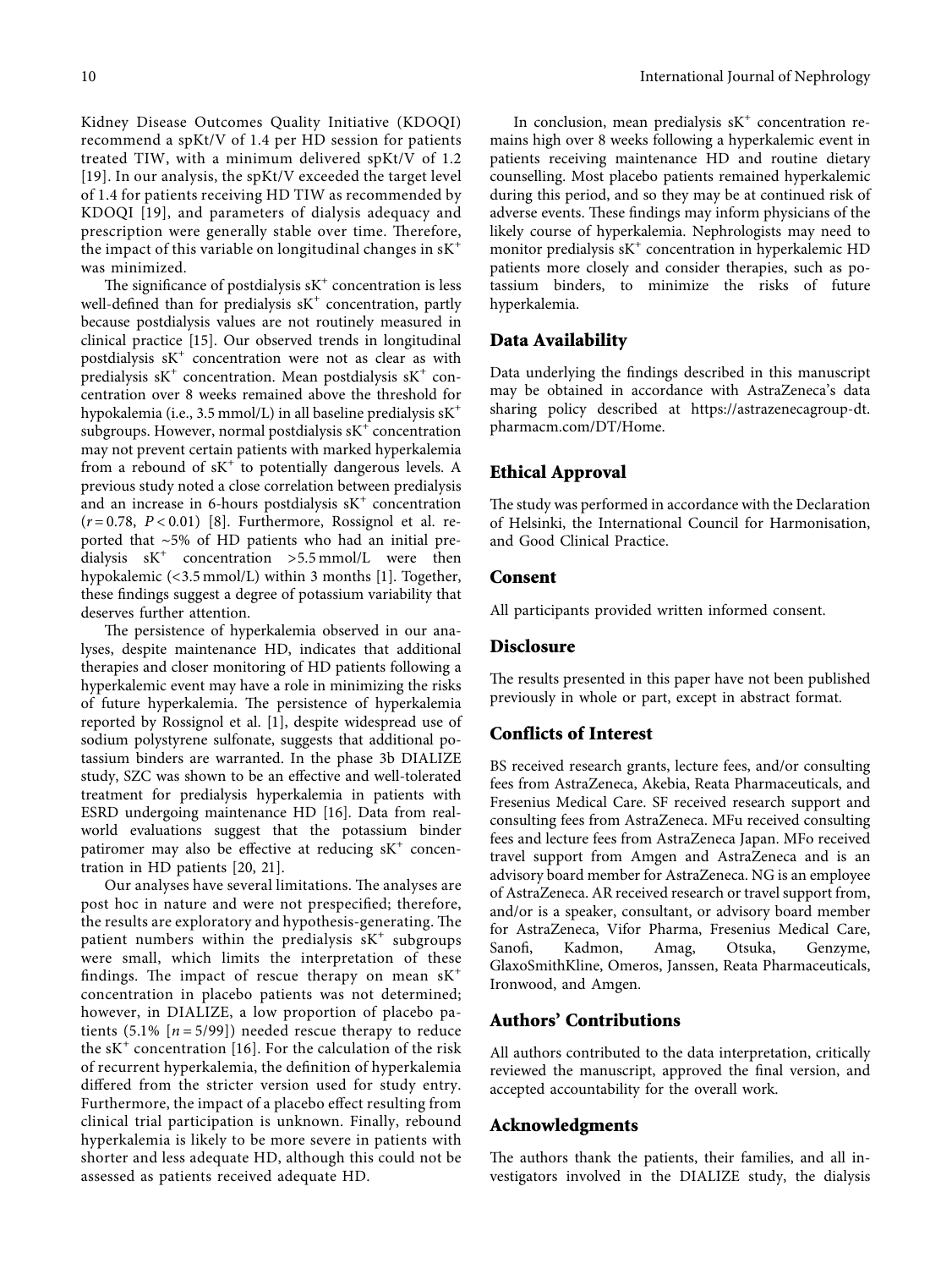Kidney Disease Outcomes Quality Initiative (KDOQI) recommend a spKt/V of 1.4 per HD session for patients treated TIW, with a minimum delivered spKt/V of 1.2 [19]. In our analysis, the spKt/V exceeded the target level of 1.4 for patients receiving HD TIW as recommended by KDOQI [19], and parameters of dialysis adequacy and prescription were generally stable over time. Therefore, the impact of this variable on longitudinal changes in $sK^+$ was minimized.

The significance of postdialysis $sK^+$ concentration is less well-defined than for predialysis $sK^+$ concentration, partly because postdialysis values are not routinely measured in clinical practice [15]. Our observed trends in longitudinal postdialysis $sK^+$ concentration were not as clear as with predialysis $sK^+$ concentration. Mean postdialysis $sK^+$ concentration over 8 weeks remained above the threshold for hypokalemia (i.e., 3.5 mmol/L) in all baseline predialysis $sK^+$ subgroups. However, normal postdialysis $sK^+$ concentration may not prevent certain patients with marked hyperkalemia from a rebound of $sK^+$ to potentially dangerous levels. A previous study noted a close correlation between predialysis and an increase in 6-hours postdialysis $sK^+$ concentration ($r = 0.78$, $P < 0.01$) [8]. Furthermore, Rossignol et al. reported that ~5% of HD patients who had an initial predialysis $sK^+$ concentration >5.5 mmol/L were then hypokalemic (<3.5 mmol/L) within 3 months [1]. Together, these findings suggest a degree of potassium variability that deserves further attention.

The persistence of hyperkalemia observed in our analyses, despite maintenance HD, indicates that additional therapies and closer monitoring of HD patients following a hyperkalemic event may have a role in minimizing the risks of future hyperkalemia. The persistence of hyperkalemia reported by Rossignol et al. [1], despite widespread use of sodium polystyrene sulfonate, suggests that additional potassium binders are warranted. In the phase 3b DIALIZE study, SZC was shown to be an effective and well-tolerated treatment for predialysis hyperkalemia in patients with ESRD undergoing maintenance HD [16]. Data from real-world evaluations suggest that the potassium binder patiromer may also be effective at reducing $sK^+$ concentration in HD patients [20, 21].

Our analyses have several limitations. The analyses are post hoc in nature and were not prespecified; therefore, the results are exploratory and hypothesis-generating. The patient numbers within the predialysis $sK^+$ subgroups were small, which limits the interpretation of these findings. The impact of rescue therapy on mean $sK^+$ concentration in placebo patients was not determined; however, in DIALIZE, a low proportion of placebo patients (5.1% [$n = 5/99$]) needed rescue therapy to reduce the $sK^+$ concentration [16]. For the calculation of the risk of recurrent hyperkalemia, the definition of hyperkalemia differed from the stricter version used for study entry. Furthermore, the impact of a placebo effect resulting from clinical trial participation is unknown. Finally, rebound hyperkalemia is likely to be more severe in patients with shorter and less adequate HD, although this could not be assessed as patients received adequate HD.

In conclusion, mean predialysis $sK^+$ concentration remains high over 8 weeks following a hyperkalemic event in patients receiving maintenance HD and routine dietary counselling. Most placebo patients remained hyperkalemic during this period, and so they may be at continued risk of adverse events. These findings may inform physicians of the likely course of hyperkalemia. Nephrologists may need to monitor predialysis $sK^+$ concentration in hyperkalemic HD patients more closely and consider therapies, such as potassium binders, to minimize the risks of future hyperkalemia.

## Data Availability

Data underlying the findings described in this manuscript may be obtained in accordance with AstraZeneca's data sharing policy described at https://astrazenecagroup-dt.pharmacm.com/DT/Home.

## Ethical Approval

The study was performed in accordance with the Declaration of Helsinki, the International Council for Harmonisation, and Good Clinical Practice.

## Consent

All participants provided written informed consent.

## Disclosure

The results presented in this paper have not been published previously in whole or part, except in abstract format.

## Conflicts of Interest

BS received research grants, lecture fees, and/or consulting fees from AstraZeneca, Akebia, Reata Pharmaceuticals, and Fresenius Medical Care. SF received research support and consulting fees from AstraZeneca. MFu received consulting fees and lecture fees from AstraZeneca Japan. MFo received travel support from Amgen and AstraZeneca and is an advisory board member for AstraZeneca. NG is an employee of AstraZeneca. AR received research or travel support from, and/or is a speaker, consultant, or advisory board member for AstraZeneca, Vifor Pharma, Fresenius Medical Care, Sanofi, Kadmon, Amag, Otsuka, Genzyme, GlaxoSmithKline, Omeros, Janssen, Reata Pharmaceuticals, Ironwood, and Amgen.

## Authors' Contributions

All authors contributed to the data interpretation, critically reviewed the manuscript, approved the final version, and accepted accountability for the overall work.

## Acknowledgments

The authors thank the patients, their families, and all investigators involved in the DIALIZE study, the dialysis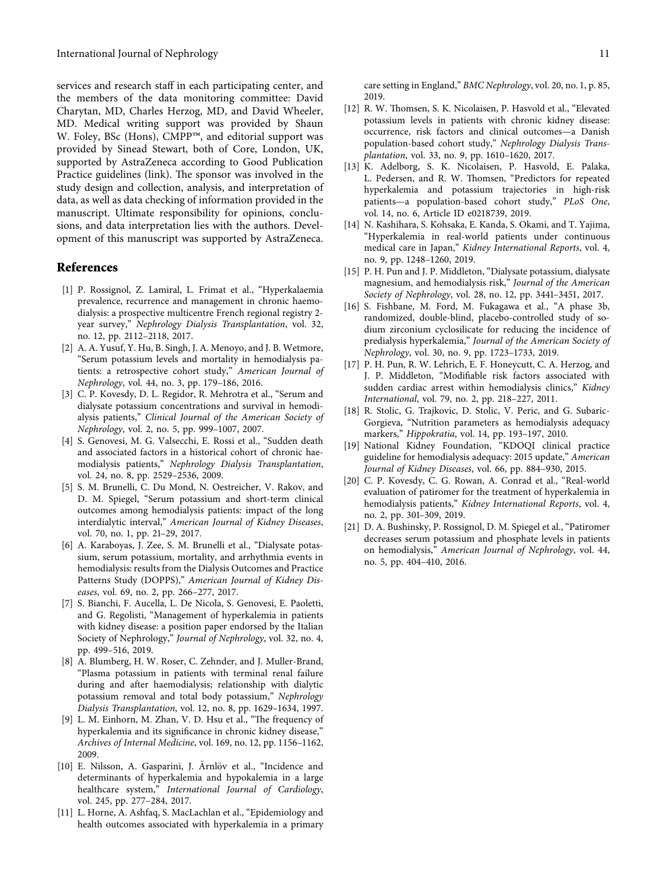services and research staff in each participating center, and the members of the data monitoring committee: David Charytan, MD, Charles Herzog, MD, and David Wheeler, MD. Medical writing support was provided by Shaun W. Foley, BSc (Hons), CMPP™, and editorial support was provided by Sinead Stewart, both of Core, London, UK, supported by AstraZeneca according to Good Publication Practice guidelines (link). The sponsor was involved in the study design and collection, analysis, and interpretation of data, as well as data checking of information provided in the manuscript. Ultimate responsibility for opinions, conclusions, and data interpretation lies with the authors. Development of this manuscript was supported by AstraZeneca.

## References

[1] P. Rossignol, Z. Lamiral, L. Frimat et al., "Hyperkalaemia prevalence, recurrence and management in chronic haemodialysis: a prospective multicentre French regional registry 2-year survey," *Nephrology Dialysis Transplantation*, vol. 32, no. 12, pp. 2112–2118, 2017.

[2] A. A. Yusuf, Y. Hu, B. Singh, J. A. Menoyo, and J. B. Wetmore, "Serum potassium levels and mortality in hemodialysis patients: a retrospective cohort study," *American Journal of Nephrology*, vol. 44, no. 3, pp. 179–186, 2016.

[3] C. P. Kovesdy, D. L. Regidor, R. Mehrotra et al., "Serum and dialysate potassium concentrations and survival in hemodialysis patients," *Clinical Journal of the American Society of Nephrology*, vol. 2, no. 5, pp. 999–1007, 2007.

[4] S. Genovesi, M. G. Valsecchi, E. Rossi et al., "Sudden death and associated factors in a historical cohort of chronic haemodialysis patients," *Nephrology Dialysis Transplantation*, vol. 24, no. 8, pp. 2529–2536, 2009.

[5] S. M. Brunelli, C. Du Mond, N. Oestreicher, V. Rakov, and D. M. Spiegel, "Serum potassium and short-term clinical outcomes among hemodialysis patients: impact of the long interdialytic interval," *American Journal of Kidney Diseases*, vol. 70, no. 1, pp. 21–29, 2017.

[6] A. Karaboyas, J. Zee, S. M. Brunelli et al., "Dialysate potassium, serum potassium, mortality, and arrhythmia events in hemodialysis: results from the Dialysis Outcomes and Practice Patterns Study (DOPPS)," *American Journal of Kidney Diseases*, vol. 69, no. 2, pp. 266–277, 2017.

[7] S. Bianchi, F. Aucella, L. De Nicola, S. Genovesi, E. Paoletti, and G. Regolisti, "Management of hyperkalemia in patients with kidney disease: a position paper endorsed by the Italian Society of Nephrology," *Journal of Nephrology*, vol. 32, no. 4, pp. 499–516, 2019.

[8] A. Blumberg, H. W. Roser, C. Zehnder, and J. Muller-Brand, "Plasma potassium in patients with terminal renal failure during and after haemodialysis; relationship with dialytic potassium removal and total body potassium," *Nephrology Dialysis Transplantation*, vol. 12, no. 8, pp. 1629–1634, 1997.

[9] L. M. Einhorn, M. Zhan, V. D. Hsu et al., "The frequency of hyperkalemia and its significance in chronic kidney disease," *Archives of Internal Medicine*, vol. 169, no. 12, pp. 1156–1162, 2009.

[10] E. Nilsson, A. Gasparini, J. Ärnlöv et al., "Incidence and determinants of hyperkalemia and hypokalemia in a large healthcare system," *International Journal of Cardiology*, vol. 245, pp. 277–284, 2017.

[11] L. Horne, A. Ashfaq, S. MacLachlan et al., "Epidemiology and health outcomes associated with hyperkalemia in a primary care setting in England," *BMC Nephrology*, vol. 20, no. 1, p. 85, 2019.

[12] R. W. Thomsen, S. K. Nicolaisen, P. Hasvold et al., "Elevated potassium levels in patients with chronic kidney disease: occurrence, risk factors and clinical outcomes—a Danish population-based cohort study," *Nephrology Dialysis Transplantation*, vol. 33, no. 9, pp. 1610–1620, 2017.

[13] K. Adelborg, S. K. Nicolaisen, P. Hasvold, E. Palaka, L. Pedersen, and R. W. Thomsen, "Predictors for repeated hyperkalemia and potassium trajectories in high-risk patients—a population-based cohort study," *PLoS One*, vol. 14, no. 6, Article ID e0218739, 2019.

[14] N. Kashihara, S. Kohsaka, E. Kanda, S. Okami, and T. Yajima, "Hyperkalemia in real-world patients under continuous medical care in Japan," *Kidney International Reports*, vol. 4, no. 9, pp. 1248–1260, 2019.

[15] P. H. Pun and J. P. Middleton, "Dialysate potassium, dialysate magnesium, and hemodialysis risk," *Journal of the American Society of Nephrology*, vol. 28, no. 12, pp. 3441–3451, 2017.

[16] S. Fishbane, M. Ford, M. Fukagawa et al., "A phase 3b, randomized, double-blind, placebo-controlled study of sodium zirconium cyclosilicate for reducing the incidence of predialysis hyperkalemia," *Journal of the American Society of Nephrology*, vol. 30, no. 9, pp. 1723–1733, 2019.

[17] P. H. Pun, R. W. Lehrich, E. F. Honeycutt, C. A. Herzog, and J. P. Middleton, "Modifiable risk factors associated with sudden cardiac arrest within hemodialysis clinics," *Kidney International*, vol. 79, no. 2, pp. 218–227, 2011.

[18] R. Stolic, G. Trajkovic, D. Stolic, V. Peric, and G. Subaric-Gorgieva, "Nutrition parameters as hemodialysis adequacy markers," *Hippokratia*, vol. 14, pp. 193–197, 2010.

[19] National Kidney Foundation, "KDOQI clinical practice guideline for hemodialysis adequacy: 2015 update," *American Journal of Kidney Diseases*, vol. 66, pp. 884–930, 2015.

[20] C. P. Kovesdy, C. G. Rowan, A. Conrad et al., "Real-world evaluation of patiromer for the treatment of hyperkalemia in hemodialysis patients," *Kidney International Reports*, vol. 4, no. 2, pp. 301–309, 2019.

[21] D. A. Bushinsky, P. Rossignol, D. M. Spiegel et al., "Patiromer decreases serum potassium and phosphate levels in patients on hemodialysis," *American Journal of Nephrology*, vol. 44, no. 5, pp. 404–410, 2016.